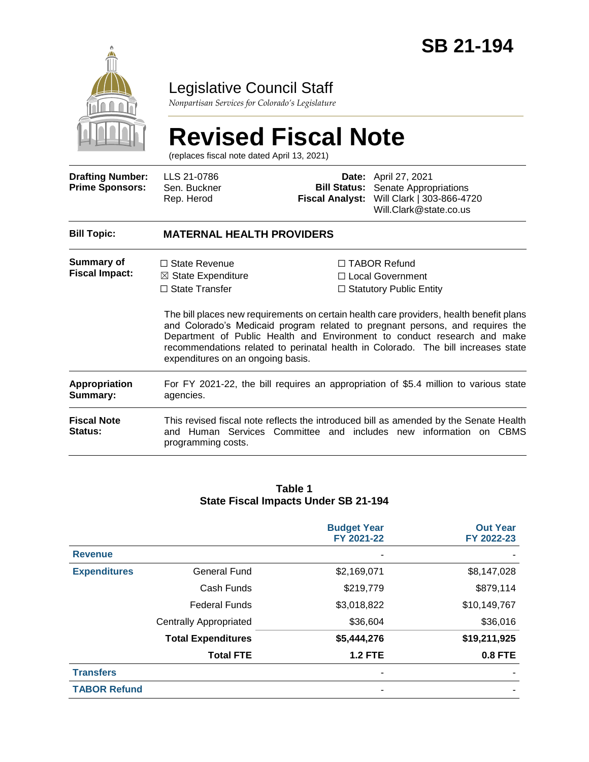# SB 21-194

## Legislative Council Staff

*Nonpartisan Services for Colorado's Legislature*

# Revised Fiscal Note

(replaces fiscal note dated April 13, 2021)

**Drafting Number:** LLS 21-0786
**Prime Sponsors:** Sen. Buckner; Rep. Herod

**Date:** April 27, 2021
**Bill Status:** Senate Appropriations
**Fiscal Analyst:** Will Clark | 303-866-4720 | Will.Clark@state.co.us

**Bill Topic:** **MATERNAL HEALTH PROVIDERS**

**Summary of Fiscal Impact:**

☐ State Revenue
☒ State Expenditure
☐ State Transfer
☐ TABOR Refund
☐ Local Government
☐ Statutory Public Entity

The bill places new requirements on certain health care providers, health benefit plans and Colorado's Medicaid program related to pregnant persons, and requires the Department of Public Health and Environment to conduct research and make recommendations related to perinatal health in Colorado. The bill increases state expenditures on an ongoing basis.

**Appropriation Summary:** For FY 2021-22, the bill requires an appropriation of $5.4 million to various state agencies.

**Fiscal Note Status:** This revised fiscal note reflects the introduced bill as amended by the Senate Health and Human Services Committee and includes new information on CBMS programming costs.

**Table 1**
**State Fiscal Impacts Under SB 21-194**

| | | Budget Year FY 2021-22 | Out Year FY 2022-23 |
|---|---|---|---|
| **Revenue** | | - | - |
| **Expenditures** | General Fund | $2,169,071 | $8,147,028 |
| | Cash Funds | $219,779 | $879,114 |
| | Federal Funds | $3,018,822 | $10,149,767 |
| | Centrally Appropriated | $36,604 | $36,016 |
| | **Total Expenditures** | **$5,444,276** | **$19,211,925** |
| | **Total FTE** | **1.2 FTE** | **0.8 FTE** |
| **Transfers** | | - | - |
| **TABOR Refund** | | - | - |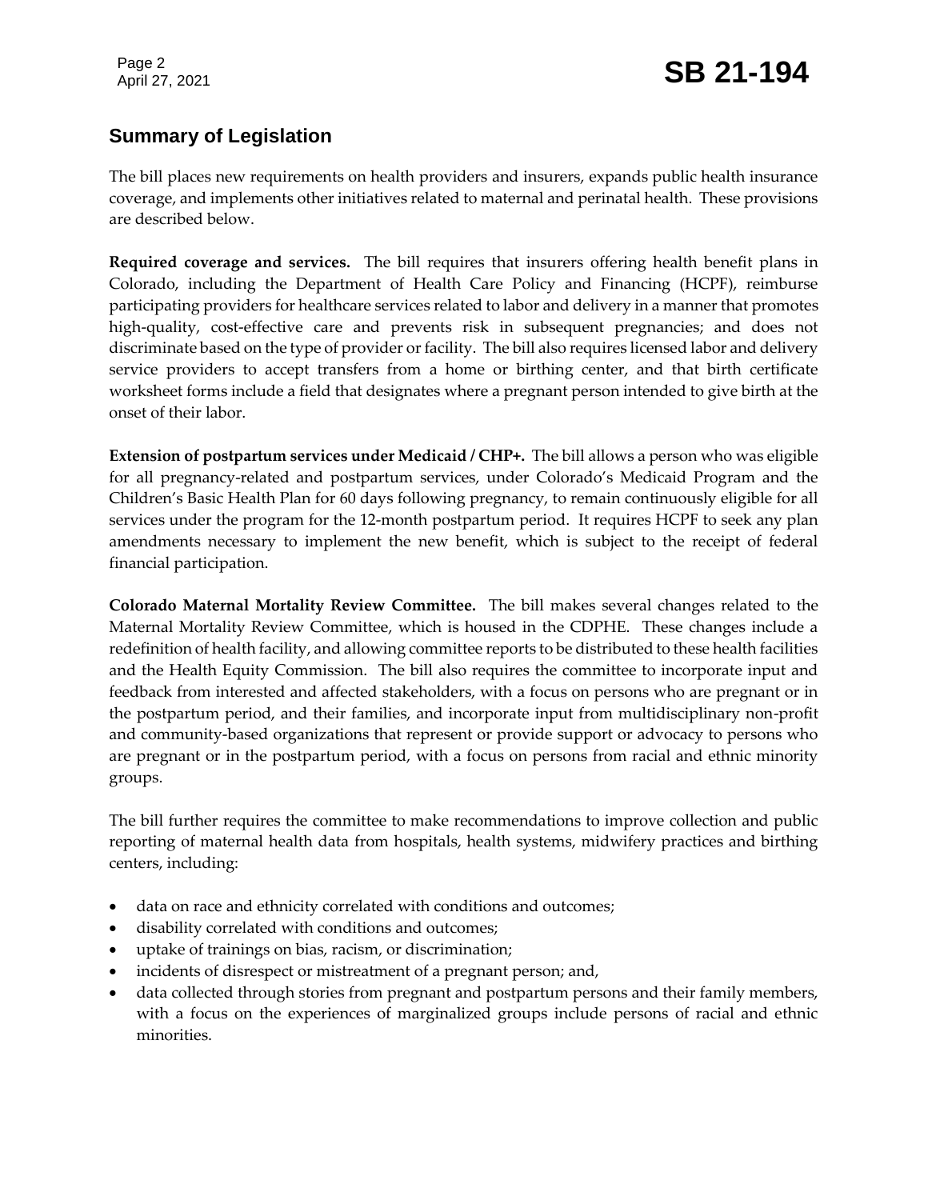## Summary of Legislation

The bill places new requirements on health providers and insurers, expands public health insurance coverage, and implements other initiatives related to maternal and perinatal health. These provisions are described below.

**Required coverage and services.** The bill requires that insurers offering health benefit plans in Colorado, including the Department of Health Care Policy and Financing (HCPF), reimburse participating providers for healthcare services related to labor and delivery in a manner that promotes high-quality, cost-effective care and prevents risk in subsequent pregnancies; and does not discriminate based on the type of provider or facility. The bill also requires licensed labor and delivery service providers to accept transfers from a home or birthing center, and that birth certificate worksheet forms include a field that designates where a pregnant person intended to give birth at the onset of their labor.

**Extension of postpartum services under Medicaid / CHP+.** The bill allows a person who was eligible for all pregnancy-related and postpartum services, under Colorado's Medicaid Program and the Children's Basic Health Plan for 60 days following pregnancy, to remain continuously eligible for all services under the program for the 12-month postpartum period. It requires HCPF to seek any plan amendments necessary to implement the new benefit, which is subject to the receipt of federal financial participation.

**Colorado Maternal Mortality Review Committee.** The bill makes several changes related to the Maternal Mortality Review Committee, which is housed in the CDPHE. These changes include a redefinition of health facility, and allowing committee reports to be distributed to these health facilities and the Health Equity Commission. The bill also requires the committee to incorporate input and feedback from interested and affected stakeholders, with a focus on persons who are pregnant or in the postpartum period, and their families, and incorporate input from multidisciplinary non-profit and community-based organizations that represent or provide support or advocacy to persons who are pregnant or in the postpartum period, with a focus on persons from racial and ethnic minority groups.

The bill further requires the committee to make recommendations to improve collection and public reporting of maternal health data from hospitals, health systems, midwifery practices and birthing centers, including:

- data on race and ethnicity correlated with conditions and outcomes;
- disability correlated with conditions and outcomes;
- uptake of trainings on bias, racism, or discrimination;
- incidents of disrespect or mistreatment of a pregnant person; and,
- data collected through stories from pregnant and postpartum persons and their family members, with a focus on the experiences of marginalized groups include persons of racial and ethnic minorities.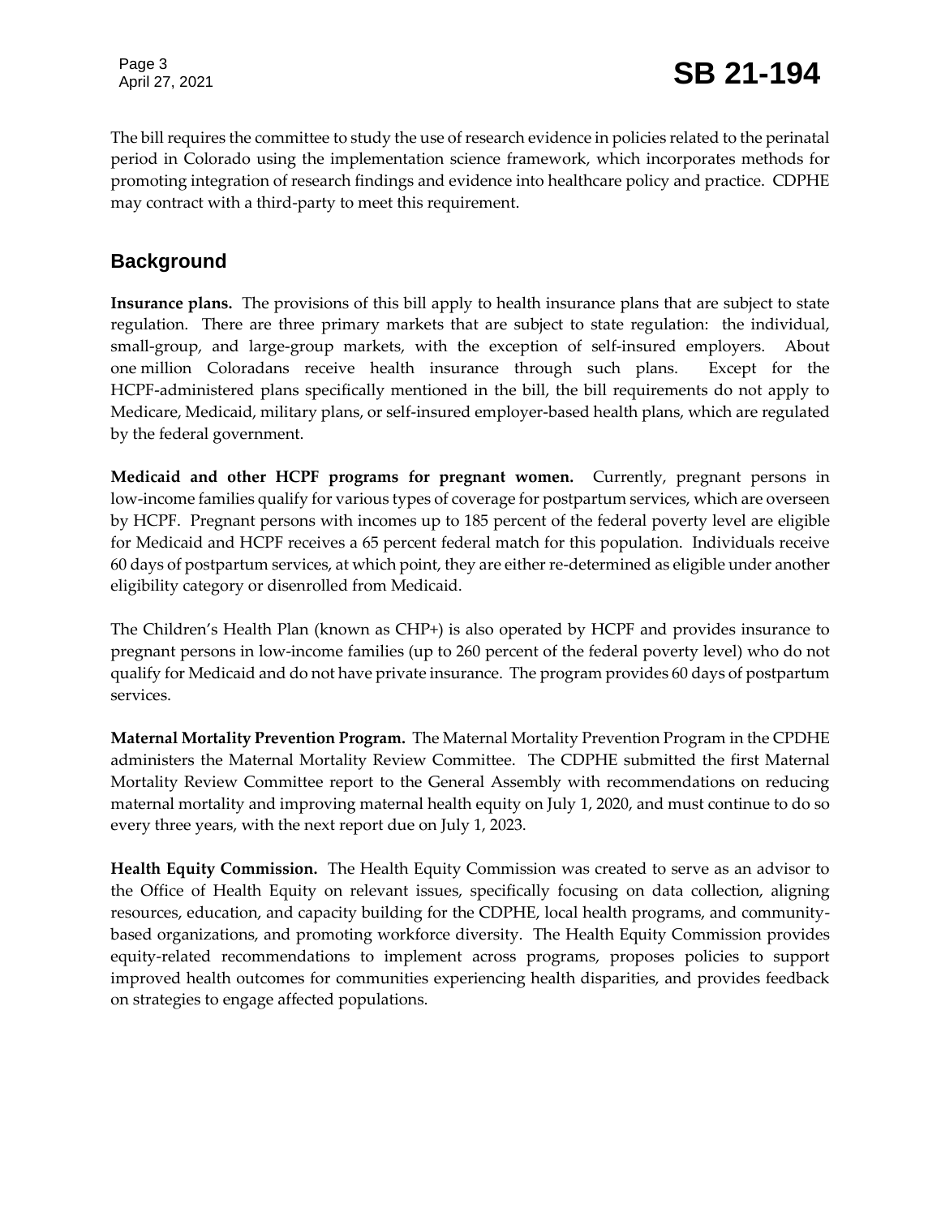The bill requires the committee to study the use of research evidence in policies related to the perinatal period in Colorado using the implementation science framework, which incorporates methods for promoting integration of research findings and evidence into healthcare policy and practice. CDPHE may contract with a third-party to meet this requirement.

## Background

**Insurance plans.** The provisions of this bill apply to health insurance plans that are subject to state regulation. There are three primary markets that are subject to state regulation: the individual, small-group, and large-group markets, with the exception of self-insured employers. About one million Coloradans receive health insurance through such plans. Except for the HCPF-administered plans specifically mentioned in the bill, the bill requirements do not apply to Medicare, Medicaid, military plans, or self-insured employer-based health plans, which are regulated by the federal government.

**Medicaid and other HCPF programs for pregnant women.** Currently, pregnant persons in low-income families qualify for various types of coverage for postpartum services, which are overseen by HCPF. Pregnant persons with incomes up to 185 percent of the federal poverty level are eligible for Medicaid and HCPF receives a 65 percent federal match for this population. Individuals receive 60 days of postpartum services, at which point, they are either re-determined as eligible under another eligibility category or disenrolled from Medicaid.

The Children's Health Plan (known as CHP+) is also operated by HCPF and provides insurance to pregnant persons in low-income families (up to 260 percent of the federal poverty level) who do not qualify for Medicaid and do not have private insurance. The program provides 60 days of postpartum services.

**Maternal Mortality Prevention Program.** The Maternal Mortality Prevention Program in the CPDHE administers the Maternal Mortality Review Committee. The CDPHE submitted the first Maternal Mortality Review Committee report to the General Assembly with recommendations on reducing maternal mortality and improving maternal health equity on July 1, 2020, and must continue to do so every three years, with the next report due on July 1, 2023.

**Health Equity Commission.** The Health Equity Commission was created to serve as an advisor to the Office of Health Equity on relevant issues, specifically focusing on data collection, aligning resources, education, and capacity building for the CDPHE, local health programs, and community-based organizations, and promoting workforce diversity. The Health Equity Commission provides equity-related recommendations to implement across programs, proposes policies to support improved health outcomes for communities experiencing health disparities, and provides feedback on strategies to engage affected populations.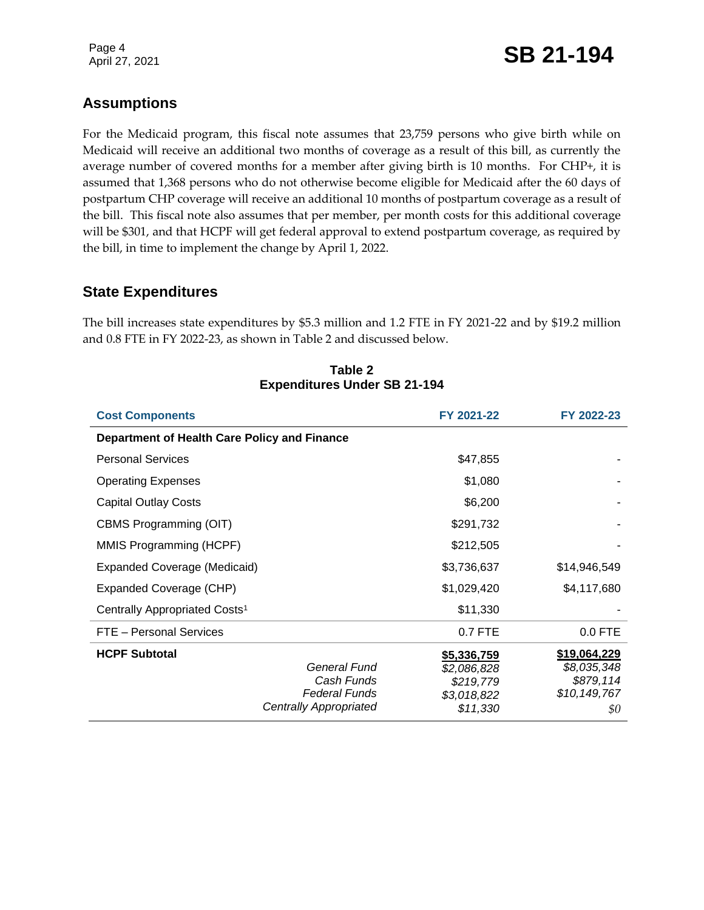## Assumptions

For the Medicaid program, this fiscal note assumes that 23,759 persons who give birth while on Medicaid will receive an additional two months of coverage as a result of this bill, as currently the average number of covered months for a member after giving birth is 10 months. For CHP+, it is assumed that 1,368 persons who do not otherwise become eligible for Medicaid after the 60 days of postpartum CHP coverage will receive an additional 10 months of postpartum coverage as a result of the bill. This fiscal note also assumes that per member, per month costs for this additional coverage will be $301, and that HCPF will get federal approval to extend postpartum coverage, as required by the bill, in time to implement the change by April 1, 2022.

## State Expenditures

The bill increases state expenditures by $5.3 million and 1.2 FTE in FY 2021-22 and by $19.2 million and 0.8 FTE in FY 2022-23, as shown in Table 2 and discussed below.

**Table 2**
**Expenditures Under SB 21-194**

| Cost Components | FY 2021-22 | FY 2022-23 |
|---|---|---|
| **Department of Health Care Policy and Finance** | | |
| Personal Services | $47,855 | - |
| Operating Expenses | $1,080 | - |
| Capital Outlay Costs | $6,200 | - |
| CBMS Programming (OIT) | $291,732 | - |
| MMIS Programming (HCPF) | $212,505 | - |
| Expanded Coverage (Medicaid) | $3,736,637 | $14,946,549 |
| Expanded Coverage (CHP) | $1,029,420 | $4,117,680 |
| Centrally Appropriated Costs[1] | $11,330 | - |
| FTE – Personal Services | 0.7 FTE | 0.0 FTE |
| **HCPF Subtotal** | **$5,336,759** | **$19,064,229** |
| *General Fund* | *$2,086,828* | *$8,035,348* |
| *Cash Funds* | *$219,779* | *$879,114* |
| *Federal Funds* | *$3,018,822* | *$10,149,767* |
| *Centrally Appropriated* | *$11,330* | *$0* |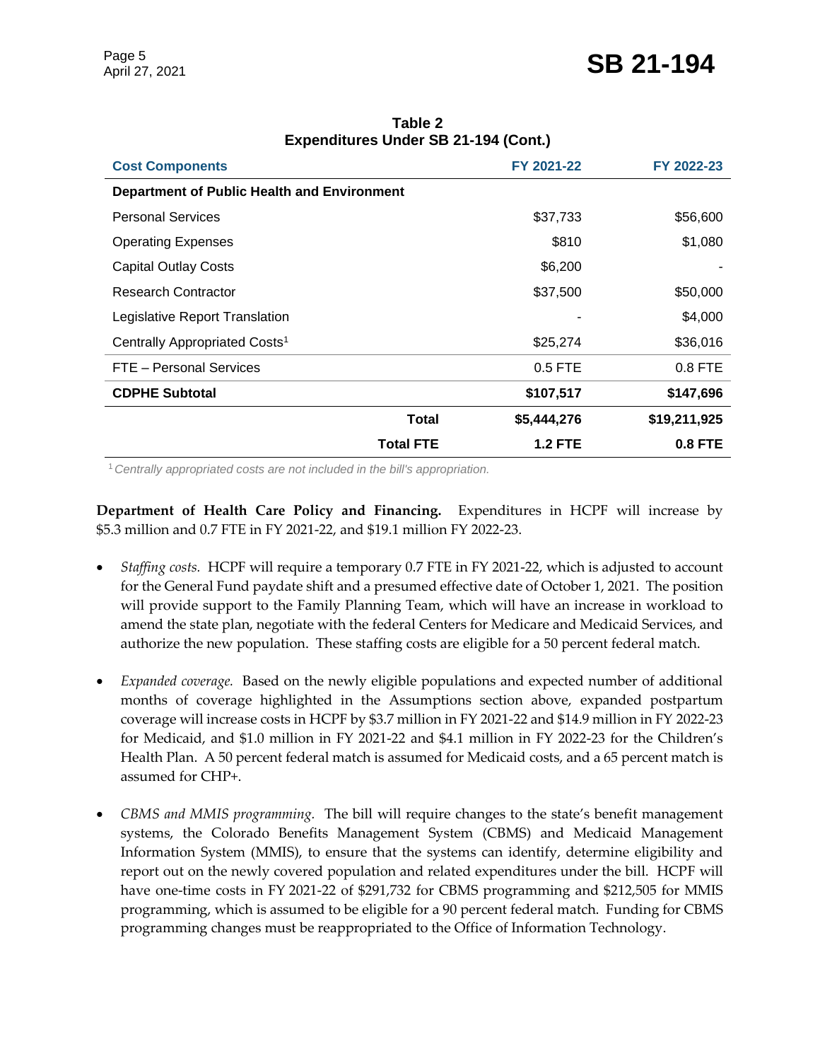**Table 2**
**Expenditures Under SB 21-194 (Cont.)**

| Cost Components | FY 2021-22 | FY 2022-23 |
|---|---|---|
| **Department of Public Health and Environment** | | |
| Personal Services | $37,733 | $56,600 |
| Operating Expenses | $810 | $1,080 |
| Capital Outlay Costs | $6,200 | - |
| Research Contractor | $37,500 | $50,000 |
| Legislative Report Translation | - | $4,000 |
| Centrally Appropriated Costs[1] | $25,274 | $36,016 |
| FTE – Personal Services | 0.5 FTE | 0.8 FTE |
| **CDPHE Subtotal** | **$107,517** | **$147,696** |
| **Total** | **$5,444,276** | **$19,211,925** |
| **Total FTE** | **1.2 FTE** | **0.8 FTE** |

[1] *Centrally appropriated costs are not included in the bill's appropriation.*

**Department of Health Care Policy and Financing.** Expenditures in HCPF will increase by $5.3 million and 0.7 FTE in FY 2021-22, and $19.1 million FY 2022-23.

- *Staffing costs.* HCPF will require a temporary 0.7 FTE in FY 2021-22, which is adjusted to account for the General Fund paydate shift and a presumed effective date of October 1, 2021. The position will provide support to the Family Planning Team, which will have an increase in workload to amend the state plan, negotiate with the federal Centers for Medicare and Medicaid Services, and authorize the new population. These staffing costs are eligible for a 50 percent federal match.

- *Expanded coverage.* Based on the newly eligible populations and expected number of additional months of coverage highlighted in the Assumptions section above, expanded postpartum coverage will increase costs in HCPF by $3.7 million in FY 2021-22 and $14.9 million in FY 2022-23 for Medicaid, and $1.0 million in FY 2021-22 and $4.1 million in FY 2022-23 for the Children's Health Plan. A 50 percent federal match is assumed for Medicaid costs, and a 65 percent match is assumed for CHP+.

- *CBMS and MMIS programming.* The bill will require changes to the state's benefit management systems, the Colorado Benefits Management System (CBMS) and Medicaid Management Information System (MMIS), to ensure that the systems can identify, determine eligibility and report out on the newly covered population and related expenditures under the bill. HCPF will have one-time costs in FY 2021-22 of $291,732 for CBMS programming and $212,505 for MMIS programming, which is assumed to be eligible for a 90 percent federal match. Funding for CBMS programming changes must be reappropriated to the Office of Information Technology.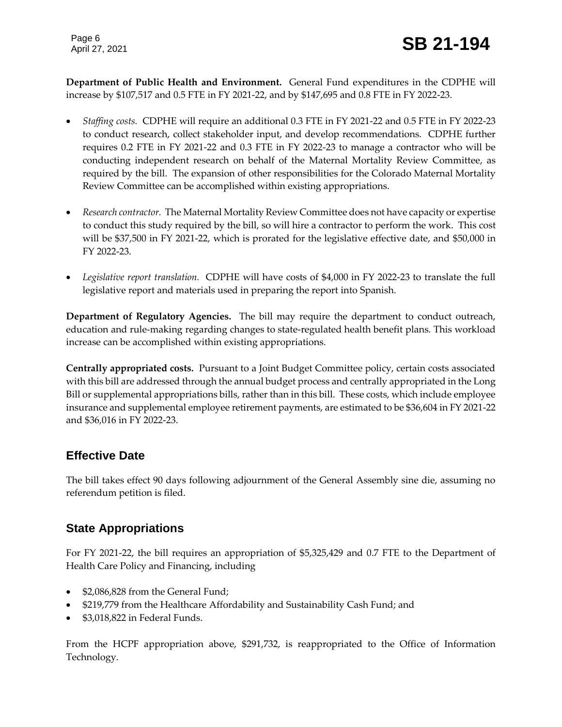**Department of Public Health and Environment.** General Fund expenditures in the CDPHE will increase by $107,517 and 0.5 FTE in FY 2021-22, and by $147,695 and 0.8 FTE in FY 2022-23.

- *Staffing costs.* CDPHE will require an additional 0.3 FTE in FY 2021-22 and 0.5 FTE in FY 2022-23 to conduct research, collect stakeholder input, and develop recommendations. CDPHE further requires 0.2 FTE in FY 2021-22 and 0.3 FTE in FY 2022-23 to manage a contractor who will be conducting independent research on behalf of the Maternal Mortality Review Committee, as required by the bill. The expansion of other responsibilities for the Colorado Maternal Mortality Review Committee can be accomplished within existing appropriations.
- *Research contractor.* The Maternal Mortality Review Committee does not have capacity or expertise to conduct this study required by the bill, so will hire a contractor to perform the work. This cost will be $37,500 in FY 2021-22, which is prorated for the legislative effective date, and $50,000 in FY 2022-23.
- *Legislative report translation.* CDPHE will have costs of $4,000 in FY 2022-23 to translate the full legislative report and materials used in preparing the report into Spanish.

**Department of Regulatory Agencies.** The bill may require the department to conduct outreach, education and rule-making regarding changes to state-regulated health benefit plans. This workload increase can be accomplished within existing appropriations.

**Centrally appropriated costs.** Pursuant to a Joint Budget Committee policy, certain costs associated with this bill are addressed through the annual budget process and centrally appropriated in the Long Bill or supplemental appropriations bills, rather than in this bill. These costs, which include employee insurance and supplemental employee retirement payments, are estimated to be $36,604 in FY 2021-22 and $36,016 in FY 2022-23.

## Effective Date

The bill takes effect 90 days following adjournment of the General Assembly sine die, assuming no referendum petition is filed.

## State Appropriations

For FY 2021-22, the bill requires an appropriation of $5,325,429 and 0.7 FTE to the Department of Health Care Policy and Financing, including

- $2,086,828 from the General Fund;
- $219,779 from the Healthcare Affordability and Sustainability Cash Fund; and
- $3,018,822 in Federal Funds.

From the HCPF appropriation above, $291,732, is reappropriated to the Office of Information Technology.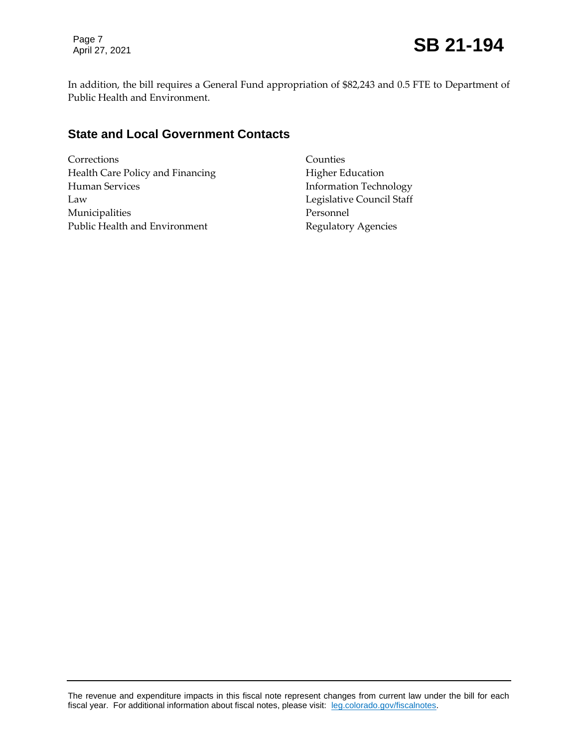In addition, the bill requires a General Fund appropriation of $82,243 and 0.5 FTE to Department of Public Health and Environment.

## State and Local Government Contacts

Corrections
Counties
Health Care Policy and Financing
Higher Education
Human Services
Information Technology
Law
Legislative Council Staff
Municipalities
Personnel
Public Health and Environment
Regulatory Agencies

The revenue and expenditure impacts in this fiscal note represent changes from current law under the bill for each fiscal year. For additional information about fiscal notes, please visit: leg.colorado.gov/fiscalnotes.